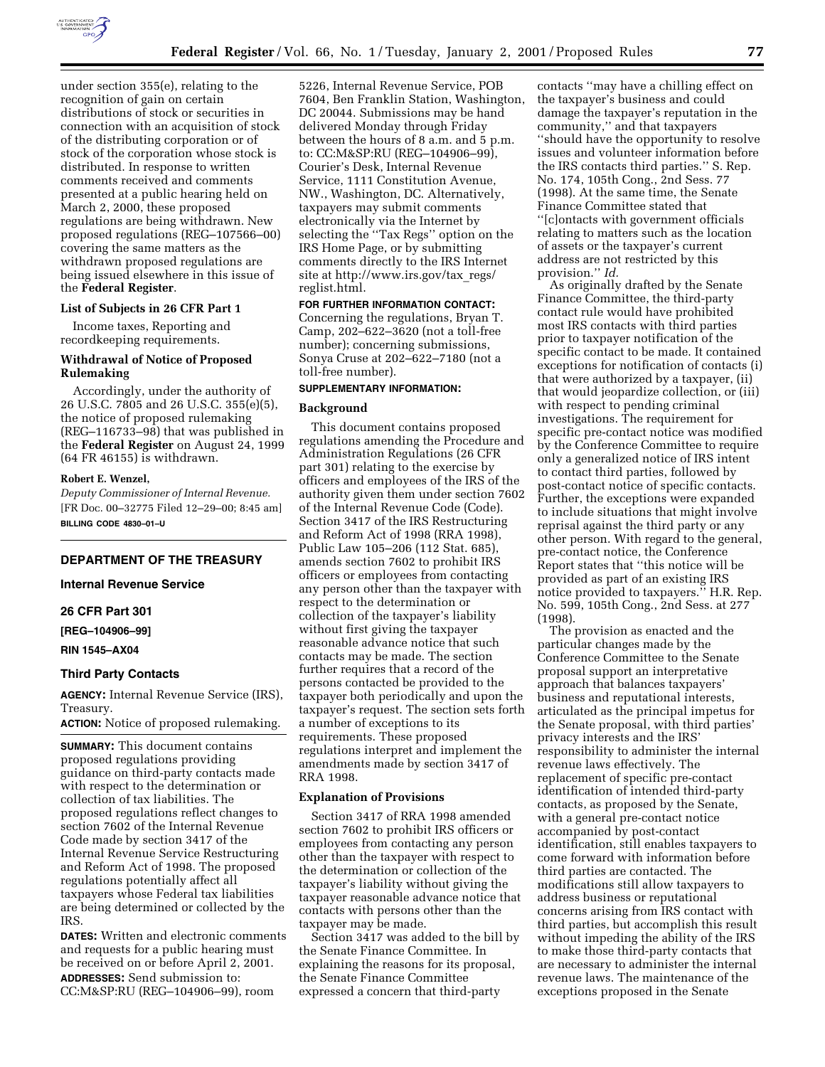under section 355(e), relating to the recognition of gain on certain distributions of stock or securities in connection with an acquisition of stock of the distributing corporation or of stock of the corporation whose stock is distributed. In response to written comments received and comments presented at a public hearing held on March 2, 2000, these proposed regulations are being withdrawn. New proposed regulations (REG–107566–00) covering the same matters as the withdrawn proposed regulations are being issued elsewhere in this issue of the **Federal Register**.

### List of Subjects in 26 CFR Part 1

Income taxes, Reporting and recordkeeping requirements.

### Withdrawal of Notice of Proposed Rulemaking

Accordingly, under the authority of 26 U.S.C. 7805 and 26 U.S.C. 355(e)(5), the notice of proposed rulemaking (REG–116733–98) that was published in the **Federal Register** on August 24, 1999 (64 FR 46155) is withdrawn.

**Robert E. Wenzel,**

*Deputy Commissioner of Internal Revenue.*

[FR Doc. 00–32775 Filed 12–29–00; 8:45 am]

**BILLING CODE 4830–01–U**

---

## DEPARTMENT OF THE TREASURY

## Internal Revenue Service

## 26 CFR Part 301

**[REG–104906–99]**

**RIN 1545–AX04**

## Third Party Contacts

**AGENCY:** Internal Revenue Service (IRS), Treasury.

**ACTION:** Notice of proposed rulemaking.

**SUMMARY:** This document contains proposed regulations providing guidance on third-party contacts made with respect to the determination or collection of tax liabilities. The proposed regulations reflect changes to section 7602 of the Internal Revenue Code made by section 3417 of the Internal Revenue Service Restructuring and Reform Act of 1998. The proposed regulations potentially affect all taxpayers whose Federal tax liabilities are being determined or collected by the IRS.

**DATES:** Written and electronic comments and requests for a public hearing must be received on or before April 2, 2001.

**ADDRESSES:** Send submission to: CC:M&SP:RU (REG–104906–99), room 5226, Internal Revenue Service, POB 7604, Ben Franklin Station, Washington, DC 20044. Submissions may be hand delivered Monday through Friday between the hours of 8 a.m. and 5 p.m. to: CC:M&SP:RU (REG–104906–99), Courier's Desk, Internal Revenue Service, 1111 Constitution Avenue, NW., Washington, DC. Alternatively, taxpayers may submit comments electronically via the Internet by selecting the ''Tax Regs'' option on the IRS Home Page, or by submitting comments directly to the IRS Internet site at http://www.irs.gov/tax_regs/reglist.html.

**FOR FURTHER INFORMATION CONTACT:** Concerning the regulations, Bryan T. Camp, 202–622–3620 (not a toll-free number); concerning submissions, Sonya Cruse at 202–622–7180 (not a toll-free number).

**SUPPLEMENTARY INFORMATION:**

### Background

This document contains proposed regulations amending the Procedure and Administration Regulations (26 CFR part 301) relating to the exercise by officers and employees of the IRS of the authority given them under section 7602 of the Internal Revenue Code (Code). Section 3417 of the IRS Restructuring and Reform Act of 1998 (RRA 1998), Public Law 105–206 (112 Stat. 685), amends section 7602 to prohibit IRS officers or employees from contacting any person other than the taxpayer with respect to the determination or collection of the taxpayer's liability without first giving the taxpayer reasonable advance notice that such contacts may be made. The section further requires that a record of the persons contacted be provided to the taxpayer both periodically and upon the taxpayer's request. The section sets forth a number of exceptions to its requirements. These proposed regulations interpret and implement the amendments made by section 3417 of RRA 1998.

### Explanation of Provisions

Section 3417 of RRA 1998 amended section 7602 to prohibit IRS officers or employees from contacting any person other than the taxpayer with respect to the determination or collection of the taxpayer's liability without giving the taxpayer reasonable advance notice that contacts with persons other than the taxpayer may be made.

Section 3417 was added to the bill by the Senate Finance Committee. In explaining the reasons for its proposal, the Senate Finance Committee expressed a concern that third-party contacts ''may have a chilling effect on the taxpayer's business and could damage the taxpayer's reputation in the community,'' and that taxpayers ''should have the opportunity to resolve issues and volunteer information before the IRS contacts third parties.'' S. Rep. No. 174, 105th Cong., 2nd Sess. 77 (1998). At the same time, the Senate Finance Committee stated that ''[c]ontacts with government officials relating to matters such as the location of assets or the taxpayer's current address are not restricted by this provision.'' *Id.*

As originally drafted by the Senate Finance Committee, the third-party contact rule would have prohibited most IRS contacts with third parties prior to taxpayer notification of the specific contact to be made. It contained exceptions for notification of contacts (i) that were authorized by a taxpayer, (ii) that would jeopardize collection, or (iii) with respect to pending criminal investigations. The requirement for specific pre-contact notice was modified by the Conference Committee to require only a generalized notice of IRS intent to contact third parties, followed by post-contact notice of specific contacts. Further, the exceptions were expanded to include situations that might involve reprisal against the third party or any other person. With regard to the general, pre-contact notice, the Conference Report states that ''this notice will be provided as part of an existing IRS notice provided to taxpayers.'' H.R. Rep. No. 599, 105th Cong., 2nd Sess. at 277 (1998).

The provision as enacted and the particular changes made by the Conference Committee to the Senate proposal support an interpretative approach that balances taxpayers' business and reputational interests, articulated as the principal impetus for the Senate proposal, with third parties' privacy interests and the IRS' responsibility to administer the internal revenue laws effectively. The replacement of specific pre-contact identification of intended third-party contacts, as proposed by the Senate, with a general pre-contact notice accompanied by post-contact identification, still enables taxpayers to come forward with information before third parties are contacted. The modifications still allow taxpayers to address business or reputational concerns arising from IRS contact with third parties, but accomplish this result without impeding the ability of the IRS to make those third-party contacts that are necessary to administer the internal revenue laws. The maintenance of the exceptions proposed in the Senate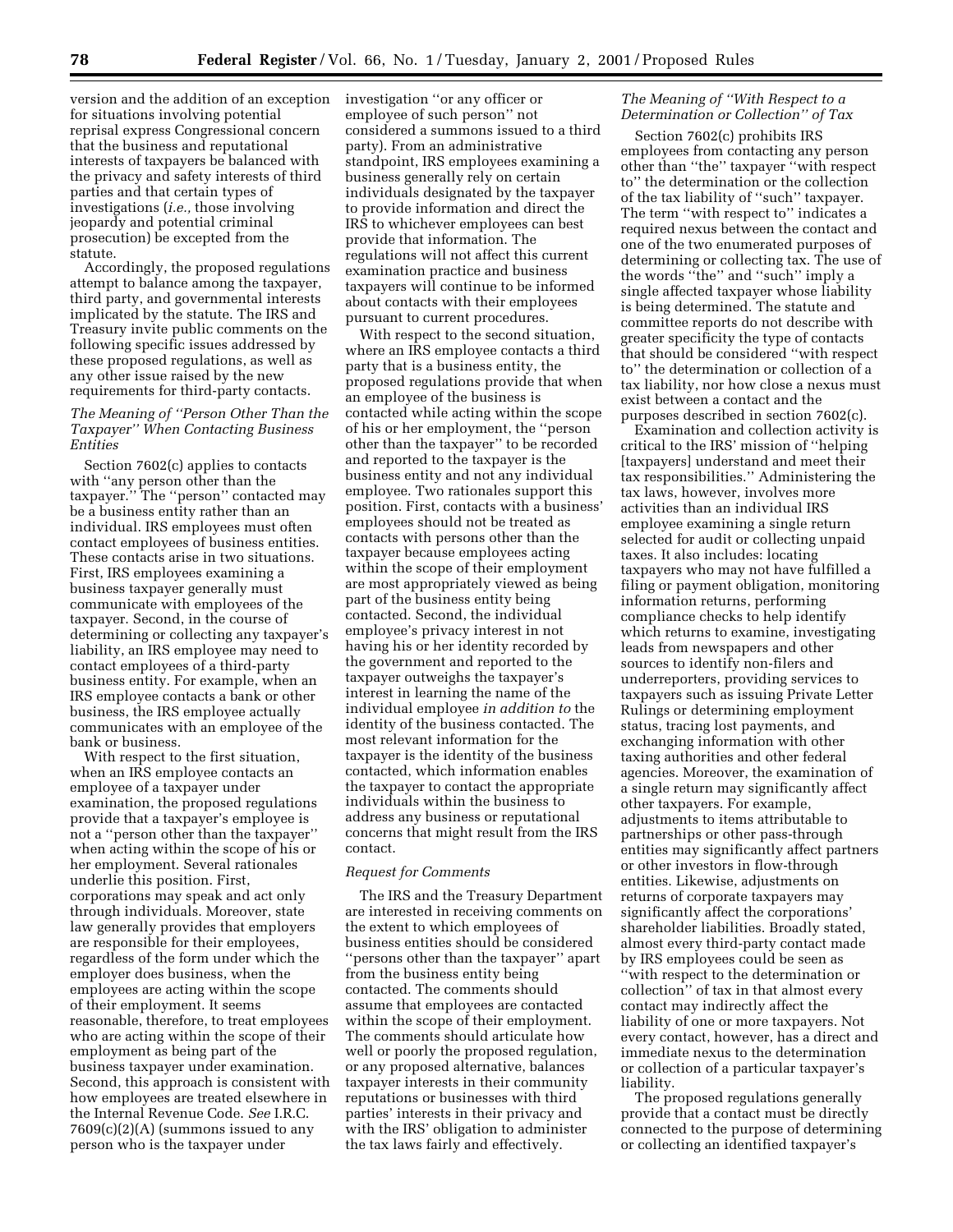version and the addition of an exception for situations involving potential reprisal express Congressional concern that the business and reputational interests of taxpayers be balanced with the privacy and safety interests of third parties and that certain types of investigations (*i.e.,* those involving jeopardy and potential criminal prosecution) be excepted from the statute.

Accordingly, the proposed regulations attempt to balance among the taxpayer, third party, and governmental interests implicated by the statute. The IRS and Treasury invite public comments on the following specific issues addressed by these proposed regulations, as well as any other issue raised by the new requirements for third-party contacts.

*The Meaning of "Person Other Than the Taxpayer" When Contacting Business Entities*

Section 7602(c) applies to contacts with "any person other than the taxpayer." The "person" contacted may be a business entity rather than an individual. IRS employees must often contact employees of business entities. These contacts arise in two situations. First, IRS employees examining a business taxpayer generally must communicate with employees of the taxpayer. Second, in the course of determining or collecting any taxpayer's liability, an IRS employee may need to contact employees of a third-party business entity. For example, when an IRS employee contacts a bank or other business, the IRS employee actually communicates with an employee of the bank or business.

With respect to the first situation, when an IRS employee contacts an employee of a taxpayer under examination, the proposed regulations provide that a taxpayer's employee is not a "person other than the taxpayer" when acting within the scope of his or her employment. Several rationales underlie this position. First, corporations may speak and act only through individuals. Moreover, state law generally provides that employers are responsible for their employees, regardless of the form under which the employer does business, when the employees are acting within the scope of their employment. It seems reasonable, therefore, to treat employees who are acting within the scope of their employment as being part of the business taxpayer under examination. Second, this approach is consistent with how employees are treated elsewhere in the Internal Revenue Code. *See* I.R.C. 7609(c)(2)(A) (summons issued to any person who is the taxpayer under investigation "or any officer or employee of such person" not considered a summons issued to a third party). From an administrative standpoint, IRS employees examining a business generally rely on certain individuals designated by the taxpayer to provide information and direct the IRS to whichever employees can best provide that information. The regulations will not affect this current examination practice and business taxpayers will continue to be informed about contacts with their employees pursuant to current procedures.

With respect to the second situation, where an IRS employee contacts a third party that is a business entity, the proposed regulations provide that when an employee of the business is contacted while acting within the scope of his or her employment, the "person other than the taxpayer" to be recorded and reported to the taxpayer is the business entity and not any individual employee. Two rationales support this position. First, contacts with a business' employees should not be treated as contacts with persons other than the taxpayer because employees acting within the scope of their employment are most appropriately viewed as being part of the business entity being contacted. Second, the individual employee's privacy interest in not having his or her identity recorded by the government and reported to the taxpayer outweighs the taxpayer's interest in learning the name of the individual employee *in addition to* the identity of the business contacted. The most relevant information for the taxpayer is the identity of the business contacted, which information enables the taxpayer to contact the appropriate individuals within the business to address any business or reputational concerns that might result from the IRS contact.

*Request for Comments*

The IRS and the Treasury Department are interested in receiving comments on the extent to which employees of business entities should be considered "persons other than the taxpayer" apart from the business entity being contacted. The comments should assume that employees are contacted within the scope of their employment. The comments should articulate how well or poorly the proposed regulation, or any proposed alternative, balances taxpayer interests in their community reputations or businesses with third parties' interests in their privacy and with the IRS' obligation to administer the tax laws fairly and effectively.

*The Meaning of "With Respect to a Determination or Collection" of Tax*

Section 7602(c) prohibits IRS employees from contacting any person other than "the" taxpayer "with respect to" the determination or the collection of the tax liability of "such" taxpayer. The term "with respect to" indicates a required nexus between the contact and one of the two enumerated purposes of determining or collecting tax. The use of the words "the" and "such" imply a single affected taxpayer whose liability is being determined. The statute and committee reports do not describe with greater specificity the type of contacts that should be considered "with respect to" the determination or collection of a tax liability, nor how close a nexus must exist between a contact and the purposes described in section 7602(c).

Examination and collection activity is critical to the IRS' mission of "helping [taxpayers] understand and meet their tax responsibilities." Administering the tax laws, however, involves more activities than an individual IRS employee examining a single return selected for audit or collecting unpaid taxes. It also includes: locating taxpayers who may not have fulfilled a filing or payment obligation, monitoring information returns, performing compliance checks to help identify which returns to examine, investigating leads from newspapers and other sources to identify non-filers and underreporters, providing services to taxpayers such as issuing Private Letter Rulings or determining employment status, tracing lost payments, and exchanging information with other taxing authorities and other federal agencies. Moreover, the examination of a single return may significantly affect other taxpayers. For example, adjustments to items attributable to partnerships or other pass-through entities may significantly affect partners or other investors in flow-through entities. Likewise, adjustments on returns of corporate taxpayers may significantly affect the corporations' shareholder liabilities. Broadly stated, almost every third-party contact made by IRS employees could be seen as "with respect to the determination or collection" of tax in that almost every contact may indirectly affect the liability of one or more taxpayers. Not every contact, however, has a direct and immediate nexus to the determination or collection of a particular taxpayer's liability.

The proposed regulations generally provide that a contact must be directly connected to the purpose of determining or collecting an identified taxpayer's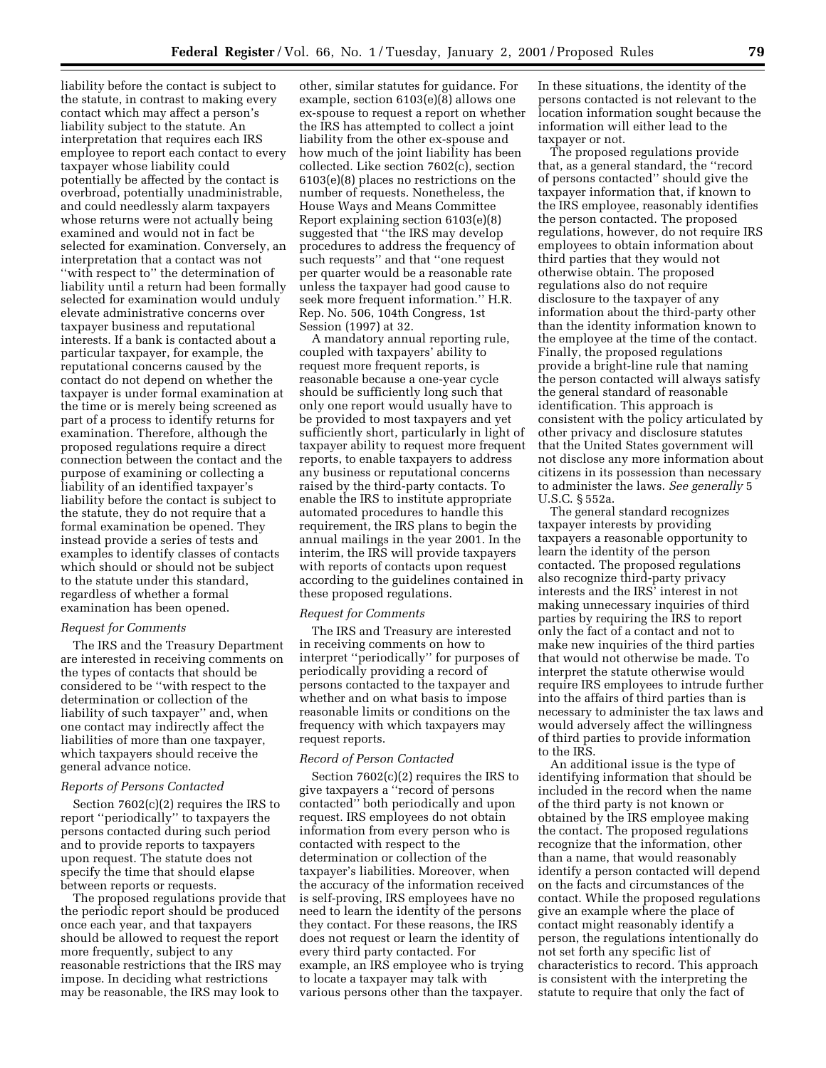liability before the contact is subject to the statute, in contrast to making every contact which may affect a person's liability subject to the statute. An interpretation that requires each IRS employee to report each contact to every taxpayer whose liability could potentially be affected by the contact is overbroad, potentially unadministrable, and could needlessly alarm taxpayers whose returns were not actually being examined and would not in fact be selected for examination. Conversely, an interpretation that a contact was not "with respect to" the determination of liability until a return had been formally selected for examination would unduly elevate administrative concerns over taxpayer business and reputational interests. If a bank is contacted about a particular taxpayer, for example, the reputational concerns caused by the contact do not depend on whether the taxpayer is under formal examination at the time or is merely being screened as part of a process to identify returns for examination. Therefore, although the proposed regulations require a direct connection between the contact and the purpose of examining or collecting a liability of an identified taxpayer's liability before the contact is subject to the statute, they do not require that a formal examination be opened. They instead provide a series of tests and examples to identify classes of contacts which should or should not be subject to the statute under this standard, regardless of whether a formal examination has been opened.

*Request for Comments*

The IRS and the Treasury Department are interested in receiving comments on the types of contacts that should be considered to be "with respect to the determination or collection of the liability of such taxpayer" and, when one contact may indirectly affect the liabilities of more than one taxpayer, which taxpayers should receive the general advance notice.

*Reports of Persons Contacted*

Section 7602(c)(2) requires the IRS to report "periodically" to taxpayers the persons contacted during such period and to provide reports to taxpayers upon request. The statute does not specify the time that should elapse between reports or requests.

The proposed regulations provide that the periodic report should be produced once each year, and that taxpayers should be allowed to request the report more frequently, subject to any reasonable restrictions that the IRS may impose. In deciding what restrictions may be reasonable, the IRS may look to other, similar statutes for guidance. For example, section 6103(e)(8) allows one ex-spouse to request a report on whether the IRS has attempted to collect a joint liability from the other ex-spouse and how much of the joint liability has been collected. Like section 7602(c), section 6103(e)(8) places no restrictions on the number of requests. Nonetheless, the House Ways and Means Committee Report explaining section 6103(e)(8) suggested that "the IRS may develop procedures to address the frequency of such requests" and that "one request per quarter would be a reasonable rate unless the taxpayer had good cause to seek more frequent information." H.R. Rep. No. 506, 104th Congress, 1st Session (1997) at 32.

A mandatory annual reporting rule, coupled with taxpayers' ability to request more frequent reports, is reasonable because a one-year cycle should be sufficiently long such that only one report would usually have to be provided to most taxpayers and yet sufficiently short, particularly in light of taxpayer ability to request more frequent reports, to enable taxpayers to address any business or reputational concerns raised by the third-party contacts. To enable the IRS to institute appropriate automated procedures to handle this requirement, the IRS plans to begin the annual mailings in the year 2001. In the interim, the IRS will provide taxpayers with reports of contacts upon request according to the guidelines contained in these proposed regulations.

*Request for Comments*

The IRS and Treasury are interested in receiving comments on how to interpret "periodically" for purposes of periodically providing a record of persons contacted to the taxpayer and whether and on what basis to impose reasonable limits or conditions on the frequency with which taxpayers may request reports.

*Record of Person Contacted*

Section 7602(c)(2) requires the IRS to give taxpayers a "record of persons contacted" both periodically and upon request. IRS employees do not obtain information from every person who is contacted with respect to the determination or collection of the taxpayer's liabilities. Moreover, when the accuracy of the information received is self-proving, IRS employees have no need to learn the identity of the persons they contact. For these reasons, the IRS does not request or learn the identity of every third party contacted. For example, an IRS employee who is trying to locate a taxpayer may talk with various persons other than the taxpayer. In these situations, the identity of the persons contacted is not relevant to the location information sought because the information will either lead to the taxpayer or not.

The proposed regulations provide that, as a general standard, the "record of persons contacted" should give the taxpayer information that, if known to the IRS employee, reasonably identifies the person contacted. The proposed regulations, however, do not require IRS employees to obtain information about third parties that they would not otherwise obtain. The proposed regulations also do not require disclosure to the taxpayer of any information about the third-party other than the identity information known to the employee at the time of the contact. Finally, the proposed regulations provide a bright-line rule that naming the person contacted will always satisfy the general standard of reasonable identification. This approach is consistent with the policy articulated by other privacy and disclosure statutes that the United States government will not disclose any more information about citizens in its possession than necessary to administer the laws. *See generally* 5 U.S.C. § 552a.

The general standard recognizes taxpayer interests by providing taxpayers a reasonable opportunity to learn the identity of the person contacted. The proposed regulations also recognize third-party privacy interests and the IRS' interest in not making unnecessary inquiries of third parties by requiring the IRS to report only the fact of a contact and not to make new inquiries of the third parties that would not otherwise be made. To interpret the statute otherwise would require IRS employees to intrude further into the affairs of third parties than is necessary to administer the tax laws and would adversely affect the willingness of third parties to provide information to the IRS.

An additional issue is the type of identifying information that should be included in the record when the name of the third party is not known or obtained by the IRS employee making the contact. The proposed regulations recognize that the information, other than a name, that would reasonably identify a person contacted will depend on the facts and circumstances of the contact. While the proposed regulations give an example where the place of contact might reasonably identify a person, the regulations intentionally do not set forth any specific list of characteristics to record. This approach is consistent with the interpreting the statute to require that only the fact of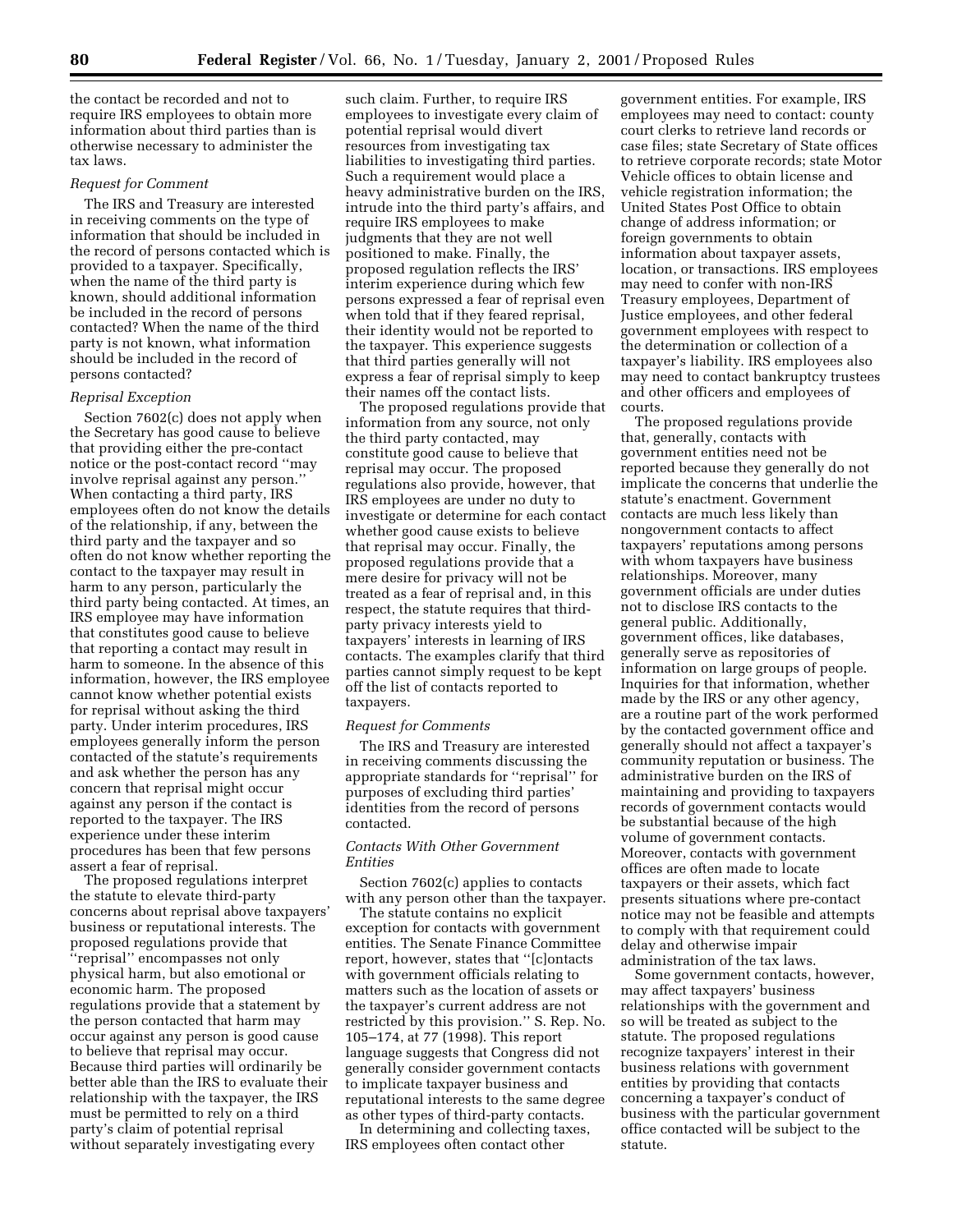the contact be recorded and not to require IRS employees to obtain more information about third parties than is otherwise necessary to administer the tax laws.

*Request for Comment*

The IRS and Treasury are interested in receiving comments on the type of information that should be included in the record of persons contacted which is provided to a taxpayer. Specifically, when the name of the third party is known, should additional information be included in the record of persons contacted? When the name of the third party is not known, what information should be included in the record of persons contacted?

*Reprisal Exception*

Section 7602(c) does not apply when the Secretary has good cause to believe that providing either the pre-contact notice or the post-contact record "may involve reprisal against any person." When contacting a third party, IRS employees often do not know the details of the relationship, if any, between the third party and the taxpayer and so often do not know whether reporting the contact to the taxpayer may result in harm to any person, particularly the third party being contacted. At times, an IRS employee may have information that constitutes good cause to believe that reporting a contact may result in harm to someone. In the absence of this information, however, the IRS employee cannot know whether potential exists for reprisal without asking the third party. Under interim procedures, IRS employees generally inform the person contacted of the statute's requirements and ask whether the person has any concern that reprisal might occur against any person if the contact is reported to the taxpayer. The IRS experience under these interim procedures has been that few persons assert a fear of reprisal.

The proposed regulations interpret the statute to elevate third-party concerns about reprisal above taxpayers' business or reputational interests. The proposed regulations provide that "reprisal" encompasses not only physical harm, but also emotional or economic harm. The proposed regulations provide that a statement by the person contacted that harm may occur against any person is good cause to believe that reprisal may occur. Because third parties will ordinarily be better able than the IRS to evaluate their relationship with the taxpayer, the IRS must be permitted to rely on a third party's claim of potential reprisal without separately investigating every such claim. Further, to require IRS employees to investigate every claim of potential reprisal would divert resources from investigating tax liabilities to investigating third parties. Such a requirement would place a heavy administrative burden on the IRS, intrude into the third party's affairs, and require IRS employees to make judgments that they are not well positioned to make. Finally, the proposed regulation reflects the IRS' interim experience during which few persons expressed a fear of reprisal even when told that if they feared reprisal, their identity would not be reported to the taxpayer. This experience suggests that third parties generally will not express a fear of reprisal simply to keep their names off the contact lists.

The proposed regulations provide that information from any source, not only the third party contacted, may constitute good cause to believe that reprisal may occur. The proposed regulations also provide, however, that IRS employees are under no duty to investigate or determine for each contact whether good cause exists to believe that reprisal may occur. Finally, the proposed regulations provide that a mere desire for privacy will not be treated as a fear of reprisal and, in this respect, the statute requires that third-party privacy interests yield to taxpayers' interests in learning of IRS contacts. The examples clarify that third parties cannot simply request to be kept off the list of contacts reported to taxpayers.

*Request for Comments*

The IRS and Treasury are interested in receiving comments discussing the appropriate standards for "reprisal" for purposes of excluding third parties' identities from the record of persons contacted.

*Contacts With Other Government Entities*

Section 7602(c) applies to contacts with any person other than the taxpayer.

The statute contains no explicit exception for contacts with government entities. The Senate Finance Committee report, however, states that "[c]ontacts with government officials relating to matters such as the location of assets or the taxpayer's current address are not restricted by this provision." S. Rep. No. 105–174, at 77 (1998). This report language suggests that Congress did not generally consider government contacts to implicate taxpayer business and reputational interests to the same degree as other types of third-party contacts.

In determining and collecting taxes, IRS employees often contact other government entities. For example, IRS employees may need to contact: county court clerks to retrieve land records or case files; state Secretary of State offices to retrieve corporate records; state Motor Vehicle offices to obtain license and vehicle registration information; the United States Post Office to obtain change of address information; or foreign governments to obtain information about taxpayer assets, location, or transactions. IRS employees may need to confer with non-IRS Treasury employees, Department of Justice employees, and other federal government employees with respect to the determination or collection of a taxpayer's liability. IRS employees also may need to contact bankruptcy trustees and other officers and employees of courts.

The proposed regulations provide that, generally, contacts with government entities need not be reported because they generally do not implicate the concerns that underlie the statute's enactment. Government contacts are much less likely than nongovernment contacts to affect taxpayers' reputations among persons with whom taxpayers have business relationships. Moreover, many government officials are under duties not to disclose IRS contacts to the general public. Additionally, government offices, like databases, generally serve as repositories of information on large groups of people. Inquiries for that information, whether made by the IRS or any other agency, are a routine part of the work performed by the contacted government office and generally should not affect a taxpayer's community reputation or business. The administrative burden on the IRS of maintaining and providing to taxpayers records of government contacts would be substantial because of the high volume of government contacts. Moreover, contacts with government offices are often made to locate taxpayers or their assets, which fact presents situations where pre-contact notice may not be feasible and attempts to comply with that requirement could delay and otherwise impair administration of the tax laws.

Some government contacts, however, may affect taxpayers' business relationships with the government and so will be treated as subject to the statute. The proposed regulations recognize taxpayers' interest in their business relations with government entities by providing that contacts concerning a taxpayer's conduct of business with the particular government office contacted will be subject to the statute.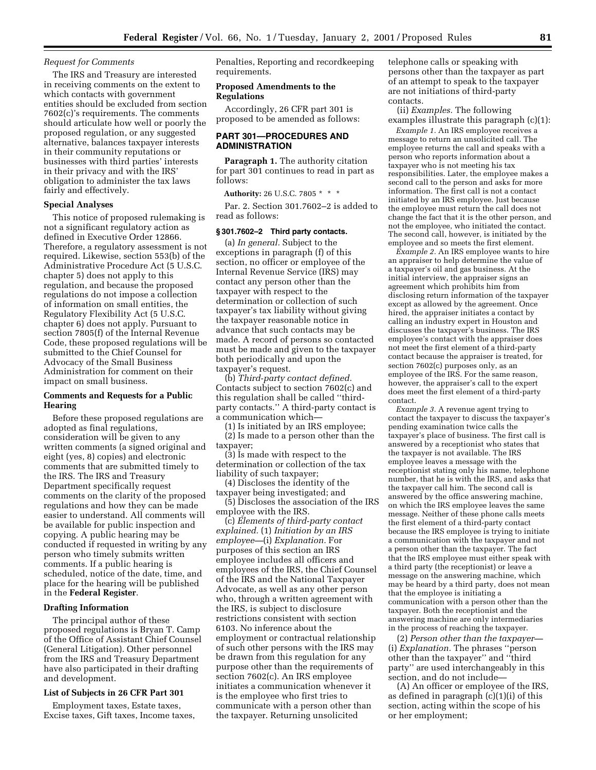*Request for Comments*

The IRS and Treasury are interested in receiving comments on the extent to which contacts with government entities should be excluded from section 7602(c)'s requirements. The comments should articulate how well or poorly the proposed regulation, or any suggested alternative, balances taxpayer interests in their community reputations or businesses with third parties' interests in their privacy and with the IRS' obligation to administer the tax laws fairly and effectively.

**Special Analyses**

This notice of proposed rulemaking is not a significant regulatory action as defined in Executive Order 12866. Therefore, a regulatory assessment is not required. Likewise, section 553(b) of the Administrative Procedure Act (5 U.S.C. chapter 5) does not apply to this regulation, and because the proposed regulations do not impose a collection of information on small entities, the Regulatory Flexibility Act (5 U.S.C. chapter 6) does not apply. Pursuant to section 7805(f) of the Internal Revenue Code, these proposed regulations will be submitted to the Chief Counsel for Advocacy of the Small Business Administration for comment on their impact on small business.

**Comments and Requests for a Public Hearing**

Before these proposed regulations are adopted as final regulations, consideration will be given to any written comments (a signed original and eight (yes, 8) copies) and electronic comments that are submitted timely to the IRS. The IRS and Treasury Department specifically request comments on the clarity of the proposed regulations and how they can be made easier to understand. All comments will be available for public inspection and copying. A public hearing may be conducted if requested in writing by any person who timely submits written comments. If a public hearing is scheduled, notice of the date, time, and place for the hearing will be published in the **Federal Register**.

**Drafting Information**

The principal author of these proposed regulations is Bryan T. Camp of the Office of Assistant Chief Counsel (General Litigation). Other personnel from the IRS and Treasury Department have also participated in their drafting and development.

**List of Subjects in 26 CFR Part 301**

Employment taxes, Estate taxes, Excise taxes, Gift taxes, Income taxes, Penalties, Reporting and recordkeeping requirements.

**Proposed Amendments to the Regulations**

Accordingly, 26 CFR part 301 is proposed to be amended as follows:

## PART 301—PROCEDURES AND ADMINISTRATION

**Paragraph 1.** The authority citation for part 301 continues to read in part as follows:

**Authority:** 26 U.S.C. 7805 * * *

Par. 2. Section 301.7602–2 is added to read as follows:

### § 301.7602–2 Third party contacts.

(a) *In general.* Subject to the exceptions in paragraph (f) of this section, no officer or employee of the Internal Revenue Service (IRS) may contact any person other than the taxpayer with respect to the determination or collection of such taxpayer's tax liability without giving the taxpayer reasonable notice in advance that such contacts may be made. A record of persons so contacted must be made and given to the taxpayer both periodically and upon the taxpayer's request.

(b) *Third-party contact defined.* Contacts subject to section 7602(c) and this regulation shall be called ''third-party contacts.'' A third-party contact is a communication which—

(1) Is initiated by an IRS employee;

(2) Is made to a person other than the taxpayer;

(3) Is made with respect to the determination or collection of the tax liability of such taxpayer;

(4) Discloses the identity of the taxpayer being investigated; and

(5) Discloses the association of the IRS employee with the IRS.

(c) *Elements of third-party contact explained.* (1) *Initiation by an IRS employee*—(i) *Explanation.* For purposes of this section an IRS employee includes all officers and employees of the IRS, the Chief Counsel of the IRS and the National Taxpayer Advocate, as well as any other person who, through a written agreement with the IRS, is subject to disclosure restrictions consistent with section 6103. No inference about the employment or contractual relationship of such other persons with the IRS may be drawn from this regulation for any purpose other than the requirements of section 7602(c). An IRS employee initiates a communication whenever it is the employee who first tries to communicate with a person other than the taxpayer. Returning unsolicited telephone calls or speaking with persons other than the taxpayer as part of an attempt to speak to the taxpayer are not initiations of third-party contacts.

(ii) *Examples.* The following examples illustrate this paragraph (c)(1):

*Example 1.* An IRS employee receives a message to return an unsolicited call. The employee returns the call and speaks with a person who reports information about a taxpayer who is not meeting his tax responsibilities. Later, the employee makes a second call to the person and asks for more information. The first call is not a contact initiated by an IRS employee. Just because the employee must return the call does not change the fact that it is the other person, and not the employee, who initiated the contact. The second call, however, is initiated by the employee and so meets the first element.

*Example 2.* An IRS employee wants to hire an appraiser to help determine the value of a taxpayer's oil and gas business. At the initial interview, the appraiser signs an agreement which prohibits him from disclosing return information of the taxpayer except as allowed by the agreement. Once hired, the appraiser initiates a contact by calling an industry expert in Houston and discusses the taxpayer's business. The IRS employee's contact with the appraiser does not meet the first element of a third-party contact because the appraiser is treated, for section 7602(c) purposes only, as an employee of the IRS. For the same reason, however, the appraiser's call to the expert does meet the first element of a third-party contact.

*Example 3.* A revenue agent trying to contact the taxpayer to discuss the taxpayer's pending examination twice calls the taxpayer's place of business. The first call is answered by a receptionist who states that the taxpayer is not available. The IRS employee leaves a message with the receptionist stating only his name, telephone number, that he is with the IRS, and asks that the taxpayer call him. The second call is answered by the office answering machine, on which the IRS employee leaves the same message. Neither of these phone calls meets the first element of a third-party contact because the IRS employee is trying to initiate a communication with the taxpayer and not a person other than the taxpayer. The fact that the IRS employee must either speak with a third party (the receptionist) or leave a message on the answering machine, which may be heard by a third party, does not mean that the employee is initiating a communication with a person other than the taxpayer. Both the receptionist and the answering machine are only intermediaries in the process of reaching the taxpayer.

(2) *Person other than the taxpayer*—(i) *Explanation.* The phrases ''person other than the taxpayer'' and ''third party'' are used interchangeably in this section, and do not include—

(A) An officer or employee of the IRS, as defined in paragraph (c)(1)(i) of this section, acting within the scope of his or her employment;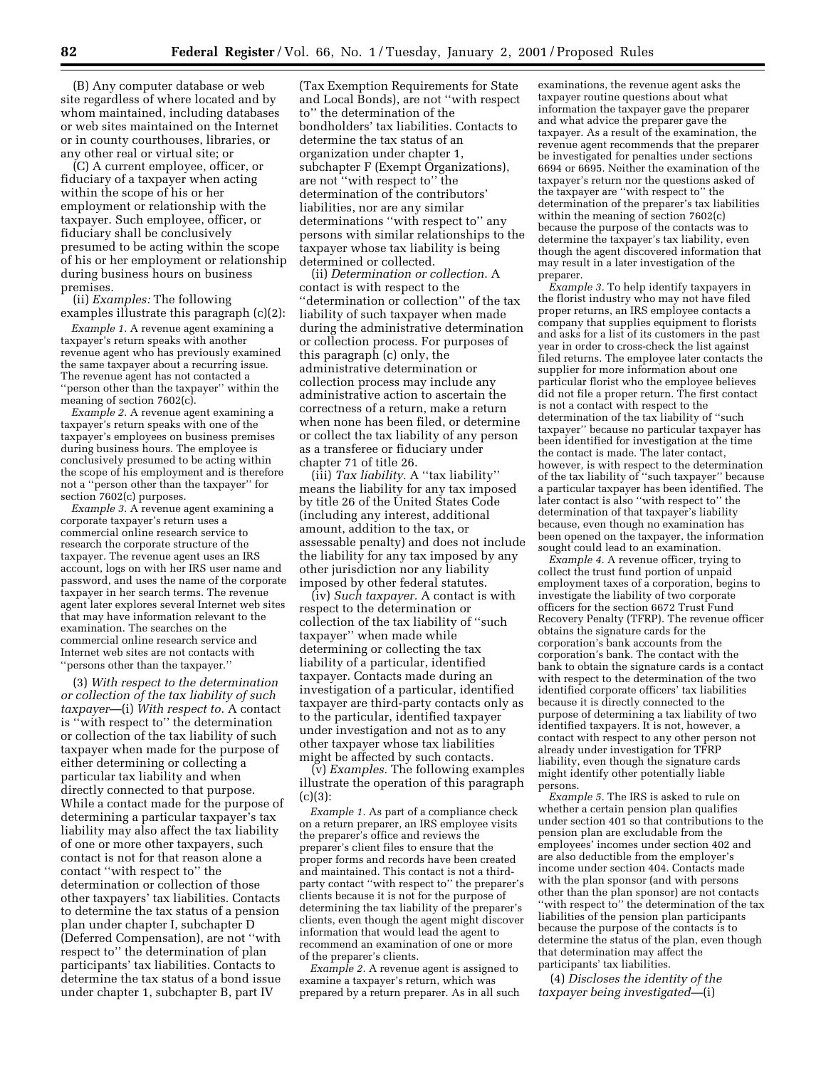(B) Any computer database or web site regardless of where located and by whom maintained, including databases or web sites maintained on the Internet or in county courthouses, libraries, or any other real or virtual site; or

(C) A current employee, officer, or fiduciary of a taxpayer when acting within the scope of his or her employment or relationship with the taxpayer. Such employee, officer, or fiduciary shall be conclusively presumed to be acting within the scope of his or her employment or relationship during business hours on business premises.

(ii) *Examples:* The following examples illustrate this paragraph (c)(2):

*Example 1.* A revenue agent examining a taxpayer's return speaks with another revenue agent who has previously examined the same taxpayer about a recurring issue. The revenue agent has not contacted a ''person other than the taxpayer'' within the meaning of section 7602(c).

*Example 2.* A revenue agent examining a taxpayer's return speaks with one of the taxpayer's employees on business premises during business hours. The employee is conclusively presumed to be acting within the scope of his employment and is therefore not a ''person other than the taxpayer'' for section 7602(c) purposes.

*Example 3.* A revenue agent examining a corporate taxpayer's return uses a commercial online research service to research the corporate structure of the taxpayer. The revenue agent uses an IRS account, logs on with her IRS user name and password, and uses the name of the corporate taxpayer in her search terms. The revenue agent later explores several Internet web sites that may have information relevant to the examination. The searches on the commercial online research service and Internet web sites are not contacts with ''persons other than the taxpayer.''

(3) *With respect to the determination or collection of the tax liability of such taxpayer*—(i) *With respect to.* A contact is ''with respect to'' the determination or collection of the tax liability of such taxpayer when made for the purpose of either determining or collecting a particular tax liability and when directly connected to that purpose. While a contact made for the purpose of determining a particular taxpayer's tax liability may also affect the tax liability of one or more other taxpayers, such contact is not for that reason alone a contact ''with respect to'' the determination or collection of those other taxpayers' tax liabilities. Contacts to determine the tax status of a pension plan under chapter I, subchapter D (Deferred Compensation), are not ''with respect to'' the determination of plan participants' tax liabilities. Contacts to determine the tax status of a bond issue under chapter 1, subchapter B, part IV (Tax Exemption Requirements for State and Local Bonds), are not ''with respect to'' the determination of the bondholders' tax liabilities. Contacts to determine the tax status of an organization under chapter 1, subchapter F (Exempt Organizations), are not ''with respect to'' the determination of the contributors' liabilities, nor are any similar determinations ''with respect to'' any persons with similar relationships to the taxpayer whose tax liability is being determined or collected.

(ii) *Determination or collection.* A contact is with respect to the ''determination or collection'' of the tax liability of such taxpayer when made during the administrative determination or collection process. For purposes of this paragraph (c) only, the administrative determination or collection process may include any administrative action to ascertain the correctness of a return, make a return when none has been filed, or determine or collect the tax liability of any person as a transferee or fiduciary under chapter 71 of title 26.

(iii) *Tax liability.* A ''tax liability'' means the liability for any tax imposed by title 26 of the United States Code (including any interest, additional amount, addition to the tax, or assessable penalty) and does not include the liability for any tax imposed by any other jurisdiction nor any liability imposed by other federal statutes.

(iv) *Such taxpayer.* A contact is with respect to the determination or collection of the tax liability of ''such taxpayer'' when made while determining or collecting the tax liability of a particular, identified taxpayer. Contacts made during an investigation of a particular, identified taxpayer are third-party contacts only as to the particular, identified taxpayer under investigation and not as to any other taxpayer whose tax liabilities might be affected by such contacts.

(v) *Examples.* The following examples illustrate the operation of this paragraph (c)(3):

*Example 1.* As part of a compliance check on a return preparer, an IRS employee visits the preparer's office and reviews the preparer's client files to ensure that the proper forms and records have been created and maintained. This contact is not a third-party contact ''with respect to'' the preparer's clients because it is not for the purpose of determining the tax liability of the preparer's clients, even though the agent might discover information that would lead the agent to recommend an examination of one or more of the preparer's clients.

*Example 2.* A revenue agent is assigned to examine a taxpayer's return, which was prepared by a return preparer. As in all such examinations, the revenue agent asks the taxpayer routine questions about what information the taxpayer gave the preparer and what advice the preparer gave the taxpayer. As a result of the examination, the revenue agent recommends that the preparer be investigated for penalties under sections 6694 or 6695. Neither the examination of the taxpayer's return nor the questions asked of the taxpayer are ''with respect to'' the determination of the preparer's tax liabilities within the meaning of section 7602(c) because the purpose of the contacts was to determine the taxpayer's tax liability, even though the agent discovered information that may result in a later investigation of the preparer.

*Example 3.* To help identify taxpayers in the florist industry who may not have filed proper returns, an IRS employee contacts a company that supplies equipment to florists and asks for a list of its customers in the past year in order to cross-check the list against filed returns. The employee later contacts the supplier for more information about one particular florist who the employee believes did not file a proper return. The first contact is not a contact with respect to the determination of the tax liability of ''such taxpayer'' because no particular taxpayer has been identified for investigation at the time the contact is made. The later contact, however, is with respect to the determination of the tax liability of ''such taxpayer'' because a particular taxpayer has been identified. The later contact is also ''with respect to'' the determination of that taxpayer's liability because, even though no examination has been opened on the taxpayer, the information sought could lead to an examination.

*Example 4.* A revenue officer, trying to collect the trust fund portion of unpaid employment taxes of a corporation, begins to investigate the liability of two corporate officers for the section 6672 Trust Fund Recovery Penalty (TFRP). The revenue officer obtains the signature cards for the corporation's bank accounts from the corporation's bank. The contact with the bank to obtain the signature cards is a contact with respect to the determination of the two identified corporate officers' tax liabilities because it is directly connected to the purpose of determining a tax liability of two identified taxpayers. It is not, however, a contact with respect to any other person not already under investigation for TFRP liability, even though the signature cards might identify other potentially liable persons.

*Example 5.* The IRS is asked to rule on whether a certain pension plan qualifies under section 401 so that contributions to the pension plan are excludable from the employees' incomes under section 402 and are also deductible from the employer's income under section 404. Contacts made with the plan sponsor (and with persons other than the plan sponsor) are not contacts ''with respect to'' the determination of the tax liabilities of the pension plan participants because the purpose of the contacts is to determine the status of the plan, even though that determination may affect the participants' tax liabilities.

(4) *Discloses the identity of the taxpayer being investigated*—(i)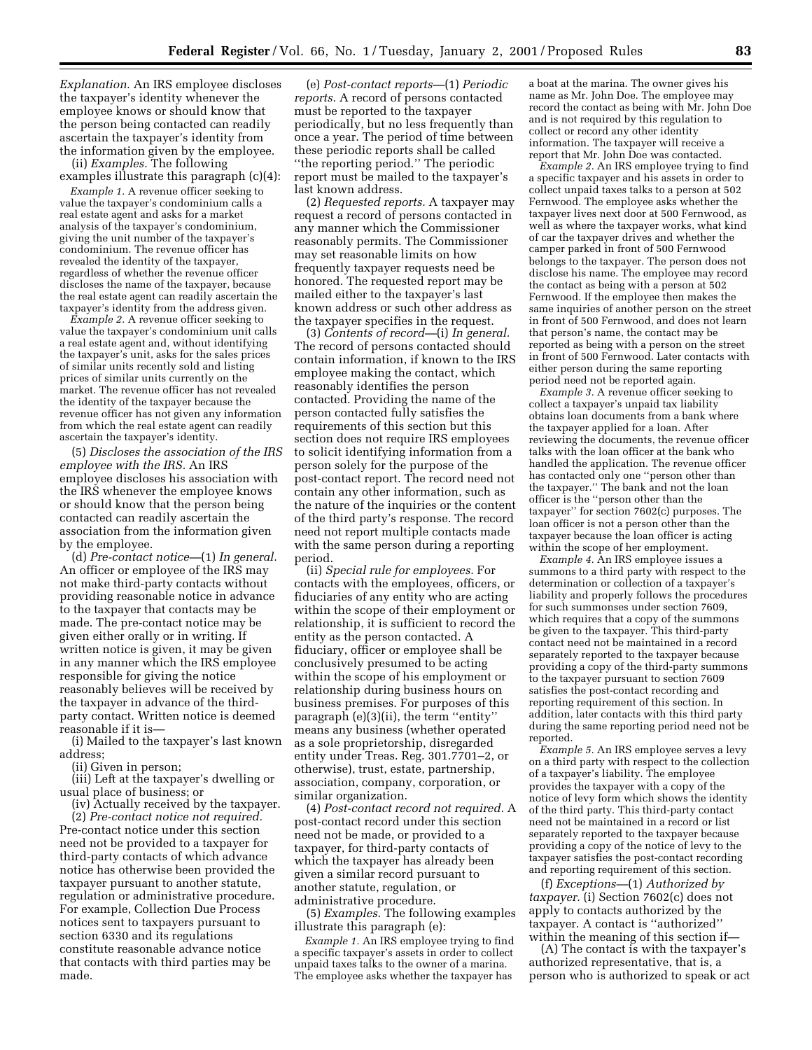*Explanation.* An IRS employee discloses the taxpayer's identity whenever the employee knows or should know that the person being contacted can readily ascertain the taxpayer's identity from the information given by the employee.

(ii) *Examples.* The following examples illustrate this paragraph (c)(4):

*Example 1.* A revenue officer seeking to value the taxpayer's condominium calls a real estate agent and asks for a market analysis of the taxpayer's condominium, giving the unit number of the taxpayer's condominium. The revenue officer has revealed the identity of the taxpayer, regardless of whether the revenue officer discloses the name of the taxpayer, because the real estate agent can readily ascertain the taxpayer's identity from the address given.

*Example 2.* A revenue officer seeking to value the taxpayer's condominium unit calls a real estate agent and, without identifying the taxpayer's unit, asks for the sales prices of similar units recently sold and listing prices of similar units currently on the market. The revenue officer has not revealed the identity of the taxpayer because the revenue officer has not given any information from which the real estate agent can readily ascertain the taxpayer's identity.

(5) *Discloses the association of the IRS employee with the IRS.* An IRS employee discloses his association with the IRS whenever the employee knows or should know that the person being contacted can readily ascertain the association from the information given by the employee.

(d) *Pre-contact notice*—(1) *In general.* An officer or employee of the IRS may not make third-party contacts without providing reasonable notice in advance to the taxpayer that contacts may be made. The pre-contact notice may be given either orally or in writing. If written notice is given, it may be given in any manner which the IRS employee responsible for giving the notice reasonably believes will be received by the taxpayer in advance of the third-party contact. Written notice is deemed reasonable if it is—

(i) Mailed to the taxpayer's last known address;

(ii) Given in person;

(iii) Left at the taxpayer's dwelling or usual place of business; or

(iv) Actually received by the taxpayer.

(2) *Pre-contact notice not required.* Pre-contact notice under this section need not be provided to a taxpayer for third-party contacts of which advance notice has otherwise been provided the taxpayer pursuant to another statute, regulation or administrative procedure. For example, Collection Due Process notices sent to taxpayers pursuant to section 6330 and its regulations constitute reasonable advance notice that contacts with third parties may be made.

(e) *Post-contact reports*—(1) *Periodic reports.* A record of persons contacted must be reported to the taxpayer periodically, but no less frequently than once a year. The period of time between these periodic reports shall be called "the reporting period." The periodic report must be mailed to the taxpayer's last known address.

(2) *Requested reports.* A taxpayer may request a record of persons contacted in any manner which the Commissioner reasonably permits. The Commissioner may set reasonable limits on how frequently taxpayer requests need be honored. The requested report may be mailed either to the taxpayer's last known address or such other address as the taxpayer specifies in the request.

(3) *Contents of record*—(i) *In general.* The record of persons contacted should contain information, if known to the IRS employee making the contact, which reasonably identifies the person contacted. Providing the name of the person contacted fully satisfies the requirements of this section but this section does not require IRS employees to solicit identifying information from a person solely for the purpose of the post-contact report. The record need not contain any other information, such as the nature of the inquiries or the content of the third party's response. The record need not report multiple contacts made with the same person during a reporting period.

(ii) *Special rule for employees.* For contacts with the employees, officers, or fiduciaries of any entity who are acting within the scope of their employment or relationship, it is sufficient to record the entity as the person contacted. A fiduciary, officer or employee shall be conclusively presumed to be acting within the scope of his employment or relationship during business hours on business premises. For purposes of this paragraph (e)(3)(ii), the term "entity" means any business (whether operated as a sole proprietorship, disregarded entity under Treas. Reg. 301.7701–2, or otherwise), trust, estate, partnership, association, company, corporation, or similar organization.

(4) *Post-contact record not required.* A post-contact record under this section need not be made, or provided to a taxpayer, for third-party contacts of which the taxpayer has already been given a similar record pursuant to another statute, regulation, or administrative procedure.

(5) *Examples.* The following examples illustrate this paragraph (e):

*Example 1.* An IRS employee trying to find a specific taxpayer's assets in order to collect unpaid taxes talks to the owner of a marina. The employee asks whether the taxpayer has a boat at the marina. The owner gives his name as Mr. John Doe. The employee may record the contact as being with Mr. John Doe and is not required by this regulation to collect or record any other identity information. The taxpayer will receive a report that Mr. John Doe was contacted.

*Example 2.* An IRS employee trying to find a specific taxpayer and his assets in order to collect unpaid taxes talks to a person at 502 Fernwood. The employee asks whether the taxpayer lives next door at 500 Fernwood, as well as where the taxpayer works, what kind of car the taxpayer drives and whether the camper parked in front of 500 Fernwood belongs to the taxpayer. The person does not disclose his name. The employee may record the contact as being with a person at 502 Fernwood. If the employee then makes the same inquiries of another person on the street in front of 500 Fernwood, and does not learn that person's name, the contact may be reported as being with a person on the street in front of 500 Fernwood. Later contacts with either person during the same reporting period need not be reported again.

*Example 3.* A revenue officer seeking to collect a taxpayer's unpaid tax liability obtains loan documents from a bank where the taxpayer applied for a loan. After reviewing the documents, the revenue officer talks with the loan officer at the bank who handled the application. The revenue officer has contacted only one "person other than the taxpayer." The bank and not the loan officer is the "person other than the taxpayer" for section 7602(c) purposes. The loan officer is not a person other than the taxpayer because the loan officer is acting within the scope of her employment.

*Example 4.* An IRS employee issues a summons to a third party with respect to the determination or collection of a taxpayer's liability and properly follows the procedures for such summonses under section 7609, which requires that a copy of the summons be given to the taxpayer. This third-party contact need not be maintained in a record separately reported to the taxpayer because providing a copy of the third-party summons to the taxpayer pursuant to section 7609 satisfies the post-contact recording and reporting requirement of this section. In addition, later contacts with this third party during the same reporting period need not be reported.

*Example 5.* An IRS employee serves a levy on a third party with respect to the collection of a taxpayer's liability. The employee provides the taxpayer with a copy of the notice of levy form which shows the identity of the third party. This third-party contact need not be maintained in a record or list separately reported to the taxpayer because providing a copy of the notice of levy to the taxpayer satisfies the post-contact recording and reporting requirement of this section.

(f) *Exceptions*—(1) *Authorized by taxpayer.* (i) Section 7602(c) does not apply to contacts authorized by the taxpayer. A contact is "authorized" within the meaning of this section if—

(A) The contact is with the taxpayer's authorized representative, that is, a person who is authorized to speak or act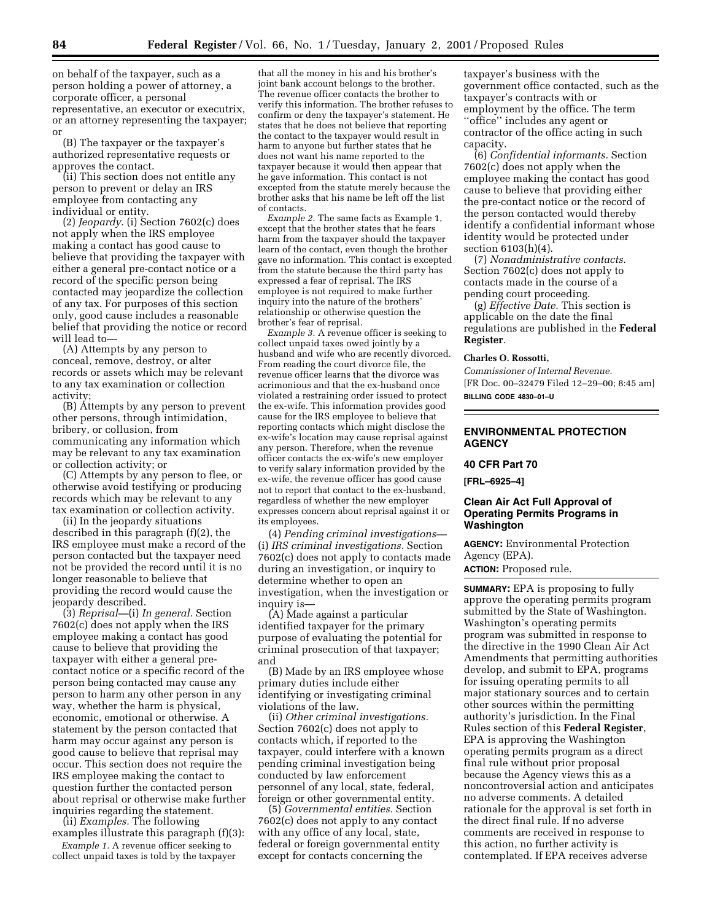on behalf of the taxpayer, such as a person holding a power of attorney, a corporate officer, a personal representative, an executor or executrix, or an attorney representing the taxpayer; or

(B) The taxpayer or the taxpayer's authorized representative requests or approves the contact.

(ii) This section does not entitle any person to prevent or delay an IRS employee from contacting any individual or entity.

(2) *Jeopardy.* (i) Section 7602(c) does not apply when the IRS employee making a contact has good cause to believe that providing the taxpayer with either a general pre-contact notice or a record of the specific person being contacted may jeopardize the collection of any tax. For purposes of this section only, good cause includes a reasonable belief that providing the notice or record will lead to—

(A) Attempts by any person to conceal, remove, destroy, or alter records or assets which may be relevant to any tax examination or collection activity;

(B) Attempts by any person to prevent other persons, through intimidation, bribery, or collusion, from communicating any information which may be relevant to any tax examination or collection activity; or

(C) Attempts by any person to flee, or otherwise avoid testifying or producing records which may be relevant to any tax examination or collection activity.

(ii) In the jeopardy situations described in this paragraph (f)(2), the IRS employee must make a record of the person contacted but the taxpayer need not be provided the record until it is no longer reasonable to believe that providing the record would cause the jeopardy described.

(3) *Reprisal*—(i) *In general.* Section 7602(c) does not apply when the IRS employee making a contact has good cause to believe that providing the taxpayer with either a general pre-contact notice or a specific record of the person being contacted may cause any person to harm any other person in any way, whether the harm is physical, economic, emotional or otherwise. A statement by the person contacted that harm may occur against any person is good cause to believe that reprisal may occur. This section does not require the IRS employee making the contact to question further the contacted person about reprisal or otherwise make further inquiries regarding the statement.

(ii) *Examples.* The following examples illustrate this paragraph (f)(3):

*Example 1.* A revenue officer seeking to collect unpaid taxes is told by the taxpayer that all the money in his and his brother's joint bank account belongs to the brother. The revenue officer contacts the brother to verify this information. The brother refuses to confirm or deny the taxpayer's statement. He states that he does not believe that reporting the contact to the taxpayer would result in harm to anyone but further states that he does not want his name reported to the taxpayer because it would then appear that he gave information. This contact is not excepted from the statute merely because the brother asks that his name be left off the list of contacts.

*Example 2.* The same facts as Example 1, except that the brother states that he fears harm from the taxpayer should the taxpayer learn of the contact, even though the brother gave no information. This contact is excepted from the statute because the third party has expressed a fear of reprisal. The IRS employee is not required to make further inquiry into the nature of the brothers' relationship or otherwise question the brother's fear of reprisal.

*Example 3.* A revenue officer is seeking to collect unpaid taxes owed jointly by a husband and wife who are recently divorced. From reading the court divorce file, the revenue officer learns that the divorce was acrimonious and that the ex-husband once violated a restraining order issued to protect the ex-wife. This information provides good cause for the IRS employee to believe that reporting contacts which might disclose the ex-wife's location may cause reprisal against any person. Therefore, when the revenue officer contacts the ex-wife's new employer to verify salary information provided by the ex-wife, the revenue officer has good cause not to report that contact to the ex-husband, regardless of whether the new employer expresses concern about reprisal against it or its employees.

(4) *Pending criminal investigations*—(i) *IRS criminal investigations.* Section 7602(c) does not apply to contacts made during an investigation, or inquiry to determine whether to open an investigation, when the investigation or inquiry is—

(A) Made against a particular identified taxpayer for the primary purpose of evaluating the potential for criminal prosecution of that taxpayer; and

(B) Made by an IRS employee whose primary duties include either identifying or investigating criminal violations of the law.

(ii) *Other criminal investigations.* Section 7602(c) does not apply to contacts which, if reported to the taxpayer, could interfere with a known pending criminal investigation being conducted by law enforcement personnel of any local, state, federal, foreign or other governmental entity.

(5) *Governmental entities.* Section 7602(c) does not apply to any contact with any office of any local, state, federal or foreign governmental entity except for contacts concerning the taxpayer's business with the government office contacted, such as the taxpayer's contracts with or employment by the office. The term "office" includes any agent or contractor of the office acting in such capacity.

(6) *Confidential informants.* Section 7602(c) does not apply when the employee making the contact has good cause to believe that providing either the pre-contact notice or the record of the person contacted would thereby identify a confidential informant whose identity would be protected under section 6103(h)(4).

(7) *Nonadministrative contacts.* Section 7602(c) does not apply to contacts made in the course of a pending court proceeding.

(g) *Effective Date.* This section is applicable on the date the final regulations are published in the **Federal Register**.

**Charles O. Rossotti,**

*Commissioner of Internal Revenue.*

[FR Doc. 00–32479 Filed 12–29–00; 8:45 am]

**BILLING CODE 4830–01–U**

---

## ENVIRONMENTAL PROTECTION AGENCY

**40 CFR Part 70**

**[FRL–6925–4]**

### Clean Air Act Full Approval of Operating Permits Programs in Washington

**AGENCY:** Environmental Protection Agency (EPA).

**ACTION:** Proposed rule.

**SUMMARY:** EPA is proposing to fully approve the operating permits program submitted by the State of Washington. Washington's operating permits program was submitted in response to the directive in the 1990 Clean Air Act Amendments that permitting authorities develop, and submit to EPA, programs for issuing operating permits to all major stationary sources and to certain other sources within the permitting authority's jurisdiction. In the Final Rules section of this **Federal Register**, EPA is approving the Washington operating permits program as a direct final rule without prior proposal because the Agency views this as a noncontroversial action and anticipates no adverse comments. A detailed rationale for the approval is set forth in the direct final rule. If no adverse comments are received in response to this action, no further activity is contemplated. If EPA receives adverse